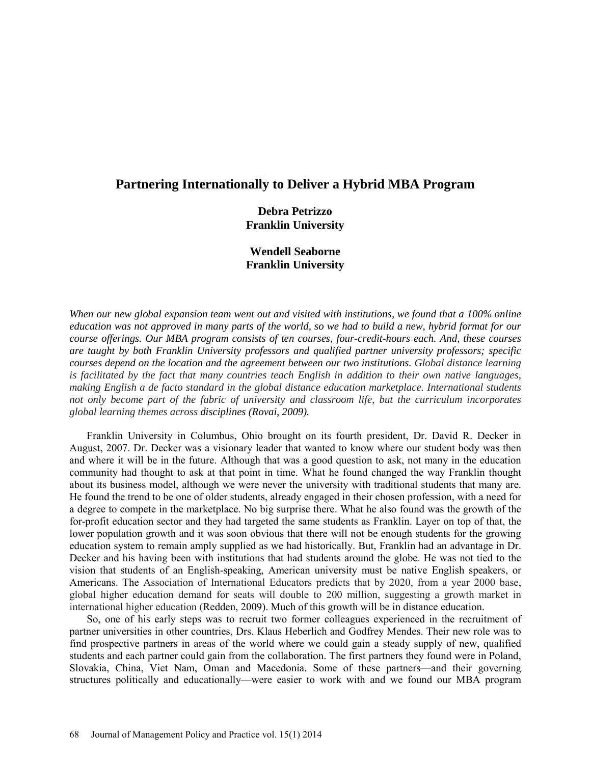# Partnering Internationally to Deliver a Hybrid MBA Program

**Debra Petrizzo**
**Franklin University**

**Wendell Seaborne**
**Franklin University**

*When our new global expansion team went out and visited with institutions, we found that a 100% online education was not approved in many parts of the world, so we had to build a new, hybrid format for our course offerings. Our MBA program consists of ten courses, four-credit-hours each. And, these courses are taught by both Franklin University professors and qualified partner university professors; specific courses depend on the location and the agreement between our two institutions. Global distance learning is facilitated by the fact that many countries teach English in addition to their own native languages, making English a de facto standard in the global distance education marketplace. International students not only become part of the fabric of university and classroom life, but the curriculum incorporates global learning themes across disciplines (Rovai, 2009).*

Franklin University in Columbus, Ohio brought on its fourth president, Dr. David R. Decker in August, 2007. Dr. Decker was a visionary leader that wanted to know where our student body was then and where it will be in the future. Although that was a good question to ask, not many in the education community had thought to ask at that point in time. What he found changed the way Franklin thought about its business model, although we were never the university with traditional students that many are. He found the trend to be one of older students, already engaged in their chosen profession, with a need for a degree to compete in the marketplace. No big surprise there. What he also found was the growth of the for-profit education sector and they had targeted the same students as Franklin. Layer on top of that, the lower population growth and it was soon obvious that there will not be enough students for the growing education system to remain amply supplied as we had historically. But, Franklin had an advantage in Dr. Decker and his having been with institutions that had students around the globe. He was not tied to the vision that students of an English-speaking, American university must be native English speakers, or Americans. The Association of International Educators predicts that by 2020, from a year 2000 base, global higher education demand for seats will double to 200 million, suggesting a growth market in international higher education (Redden, 2009). Much of this growth will be in distance education.

So, one of his early steps was to recruit two former colleagues experienced in the recruitment of partner universities in other countries, Drs. Klaus Heberlich and Godfrey Mendes. Their new role was to find prospective partners in areas of the world where we could gain a steady supply of new, qualified students and each partner could gain from the collaboration. The first partners they found were in Poland, Slovakia, China, Viet Nam, Oman and Macedonia. Some of these partners—and their governing structures politically and educationally—were easier to work with and we found our MBA program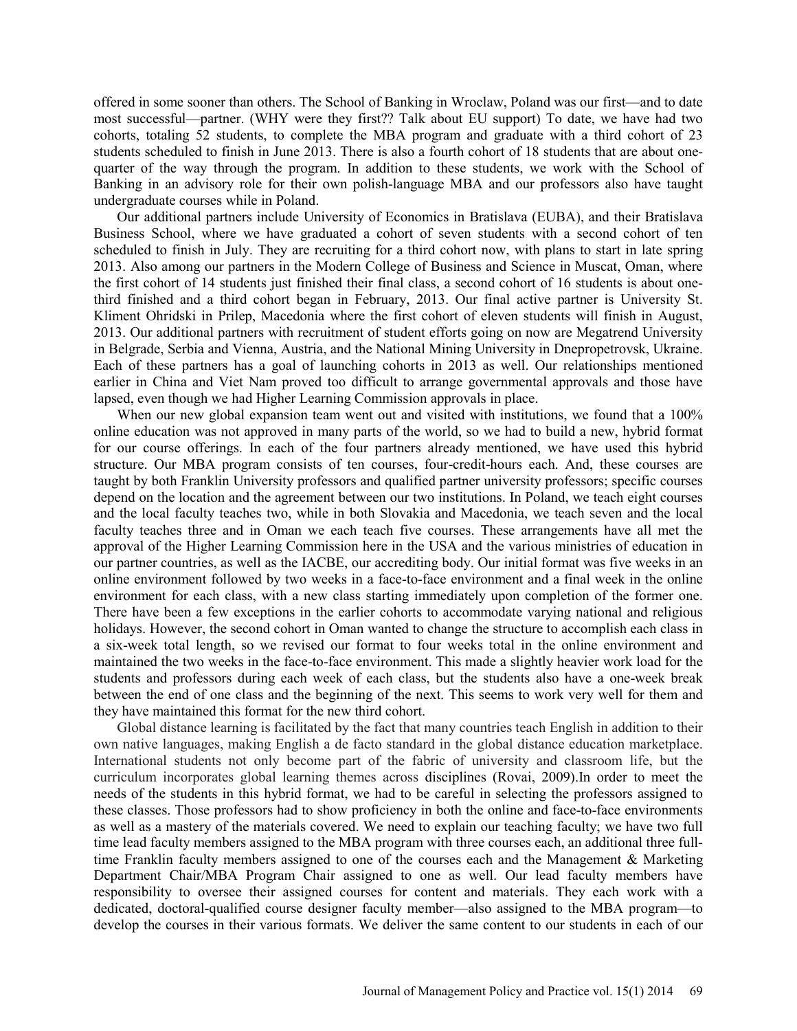offered in some sooner than others. The School of Banking in Wroclaw, Poland was our first—and to date most successful—partner. (WHY were they first?? Talk about EU support) To date, we have had two cohorts, totaling 52 students, to complete the MBA program and graduate with a third cohort of 23 students scheduled to finish in June 2013. There is also a fourth cohort of 18 students that are about one-quarter of the way through the program. In addition to these students, we work with the School of Banking in an advisory role for their own polish-language MBA and our professors also have taught undergraduate courses while in Poland.

Our additional partners include University of Economics in Bratislava (EUBA), and their Bratislava Business School, where we have graduated a cohort of seven students with a second cohort of ten scheduled to finish in July. They are recruiting for a third cohort now, with plans to start in late spring 2013. Also among our partners in the Modern College of Business and Science in Muscat, Oman, where the first cohort of 14 students just finished their final class, a second cohort of 16 students is about one-third finished and a third cohort began in February, 2013. Our final active partner is University St. Kliment Ohridski in Prilep, Macedonia where the first cohort of eleven students will finish in August, 2013. Our additional partners with recruitment of student efforts going on now are Megatrend University in Belgrade, Serbia and Vienna, Austria, and the National Mining University in Dnepropetrovsk, Ukraine. Each of these partners has a goal of launching cohorts in 2013 as well. Our relationships mentioned earlier in China and Viet Nam proved too difficult to arrange governmental approvals and those have lapsed, even though we had Higher Learning Commission approvals in place.

When our new global expansion team went out and visited with institutions, we found that a 100% online education was not approved in many parts of the world, so we had to build a new, hybrid format for our course offerings. In each of the four partners already mentioned, we have used this hybrid structure. Our MBA program consists of ten courses, four-credit-hours each. And, these courses are taught by both Franklin University professors and qualified partner university professors; specific courses depend on the location and the agreement between our two institutions. In Poland, we teach eight courses and the local faculty teaches two, while in both Slovakia and Macedonia, we teach seven and the local faculty teaches three and in Oman we each teach five courses. These arrangements have all met the approval of the Higher Learning Commission here in the USA and the various ministries of education in our partner countries, as well as the IACBE, our accrediting body. Our initial format was five weeks in an online environment followed by two weeks in a face-to-face environment and a final week in the online environment for each class, with a new class starting immediately upon completion of the former one. There have been a few exceptions in the earlier cohorts to accommodate varying national and religious holidays. However, the second cohort in Oman wanted to change the structure to accomplish each class in a six-week total length, so we revised our format to four weeks total in the online environment and maintained the two weeks in the face-to-face environment. This made a slightly heavier work load for the students and professors during each week of each class, but the students also have a one-week break between the end of one class and the beginning of the next. This seems to work very well for them and they have maintained this format for the new third cohort.

Global distance learning is facilitated by the fact that many countries teach English in addition to their own native languages, making English a de facto standard in the global distance education marketplace. International students not only become part of the fabric of university and classroom life, but the curriculum incorporates global learning themes across disciplines (Rovai, 2009).In order to meet the needs of the students in this hybrid format, we had to be careful in selecting the professors assigned to these classes. Those professors had to show proficiency in both the online and face-to-face environments as well as a mastery of the materials covered. We need to explain our teaching faculty; we have two full time lead faculty members assigned to the MBA program with three courses each, an additional three full-time Franklin faculty members assigned to one of the courses each and the Management & Marketing Department Chair/MBA Program Chair assigned to one as well. Our lead faculty members have responsibility to oversee their assigned courses for content and materials. They each work with a dedicated, doctoral-qualified course designer faculty member—also assigned to the MBA program—to develop the courses in their various formats. We deliver the same content to our students in each of our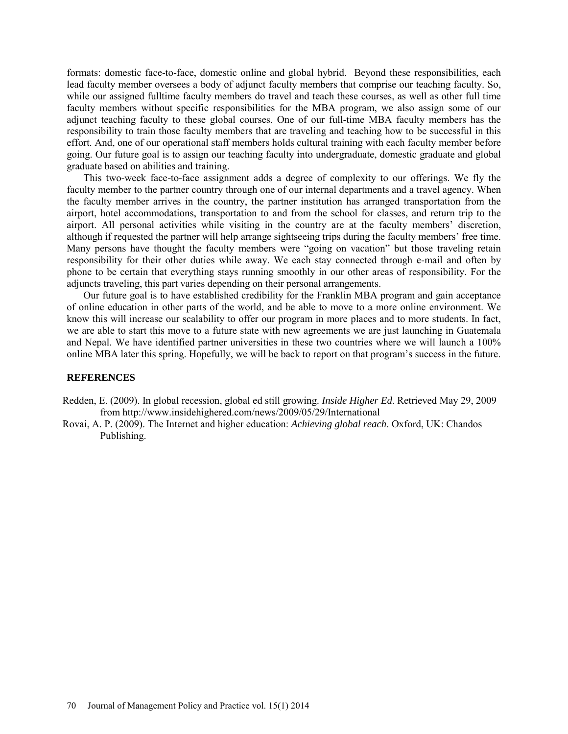formats: domestic face-to-face, domestic online and global hybrid. Beyond these responsibilities, each lead faculty member oversees a body of adjunct faculty members that comprise our teaching faculty. So, while our assigned fulltime faculty members do travel and teach these courses, as well as other full time faculty members without specific responsibilities for the MBA program, we also assign some of our adjunct teaching faculty to these global courses. One of our full-time MBA faculty members has the responsibility to train those faculty members that are traveling and teaching how to be successful in this effort. And, one of our operational staff members holds cultural training with each faculty member before going. Our future goal is to assign our teaching faculty into undergraduate, domestic graduate and global graduate based on abilities and training.

This two-week face-to-face assignment adds a degree of complexity to our offerings. We fly the faculty member to the partner country through one of our internal departments and a travel agency. When the faculty member arrives in the country, the partner institution has arranged transportation from the airport, hotel accommodations, transportation to and from the school for classes, and return trip to the airport. All personal activities while visiting in the country are at the faculty members' discretion, although if requested the partner will help arrange sightseeing trips during the faculty members' free time. Many persons have thought the faculty members were "going on vacation" but those traveling retain responsibility for their other duties while away. We each stay connected through e-mail and often by phone to be certain that everything stays running smoothly in our other areas of responsibility. For the adjuncts traveling, this part varies depending on their personal arrangements.

Our future goal is to have established credibility for the Franklin MBA program and gain acceptance of online education in other parts of the world, and be able to move to a more online environment. We know this will increase our scalability to offer our program in more places and to more students. In fact, we are able to start this move to a future state with new agreements we are just launching in Guatemala and Nepal. We have identified partner universities in these two countries where we will launch a 100% online MBA later this spring. Hopefully, we will be back to report on that program's success in the future.

## REFERENCES

Redden, E. (2009). In global recession, global ed still growing. *Inside Higher Ed*. Retrieved May 29, 2009 from http://www.insidehighered.com/news/2009/05/29/International

Rovai, A. P. (2009). The Internet and higher education: *Achieving global reach*. Oxford, UK: Chandos Publishing.